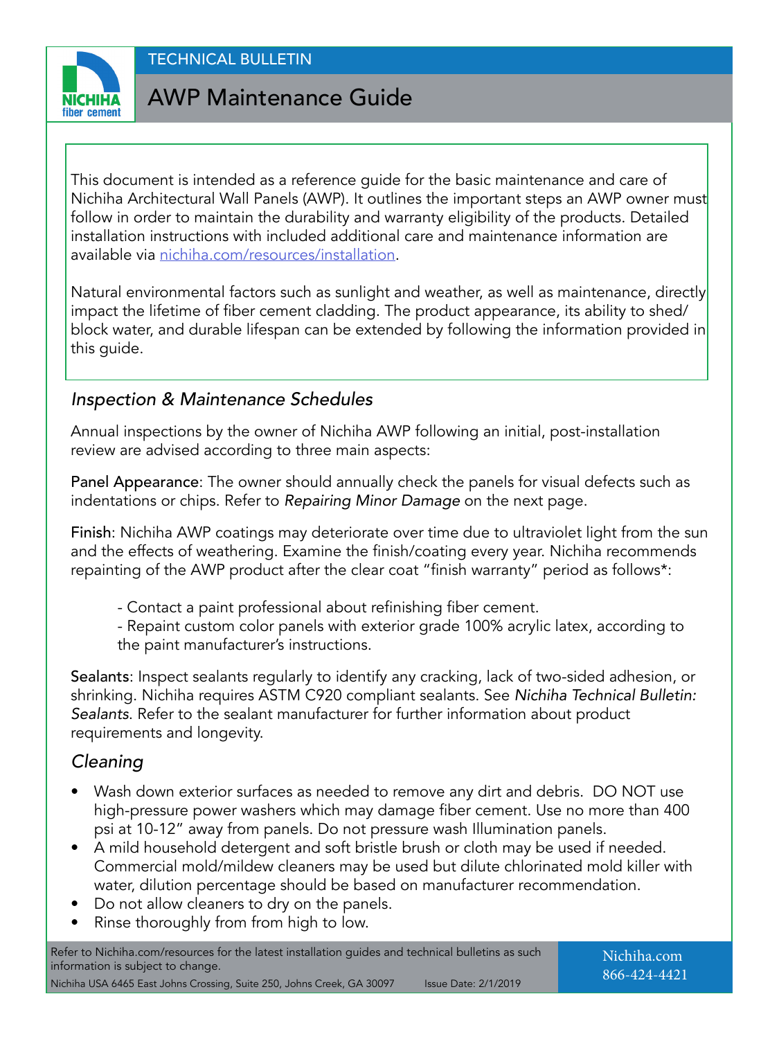TECHNICAL BULLETIN

# AWP Maintenance Guide

This document is intended as a reference guide for the basic maintenance and care of Nichiha Architectural Wall Panels (AWP). It outlines the important steps an AWP owner must follow in order to maintain the durability and warranty eligibility of the products. Detailed installation instructions with included additional care and maintenance information are available via nichiha.com/resources/installation.

Natural environmental factors such as sunlight and weather, as well as maintenance, directly impact the lifetime of fiber cement cladding. The product appearance, its ability to shed/block water, and durable lifespan can be extended by following the information provided in this guide.

## *Inspection & Maintenance Schedules*

Annual inspections by the owner of Nichiha AWP following an initial, post-installation review are advised according to three main aspects:

Panel Appearance: The owner should annually check the panels for visual defects such as indentations or chips. Refer to *Repairing Minor Damage* on the next page.

Finish: Nichiha AWP coatings may deteriorate over time due to ultraviolet light from the sun and the effects of weathering. Examine the finish/coating every year. Nichiha recommends repainting of the AWP product after the clear coat "finish warranty" period as follows*:

- Contact a paint professional about refinishing fiber cement.
- Repaint custom color panels with exterior grade 100% acrylic latex, according to the paint manufacturer's instructions.

Sealants: Inspect sealants regularly to identify any cracking, lack of two-sided adhesion, or shrinking. Nichiha requires ASTM C920 compliant sealants. See *Nichiha Technical Bulletin: Sealants*. Refer to the sealant manufacturer for further information about product requirements and longevity.

## *Cleaning*

- Wash down exterior surfaces as needed to remove any dirt and debris. DO NOT use high-pressure power washers which may damage fiber cement. Use no more than 400 psi at 10-12" away from panels. Do not pressure wash Illumination panels.
- A mild household detergent and soft bristle brush or cloth may be used if needed. Commercial mold/mildew cleaners may be used but dilute chlorinated mold killer with water, dilution percentage should be based on manufacturer recommendation.
- Do not allow cleaners to dry on the panels.
- Rinse thoroughly from from high to low.

Refer to Nichiha.com/resources for the latest installation guides and technical bulletins as such information is subject to change.

Nichiha USA 6465 East Johns Crossing, Suite 250, Johns Creek, GA 30097 Issue Date: 2/1/2019

Nichiha.com
866-424-4421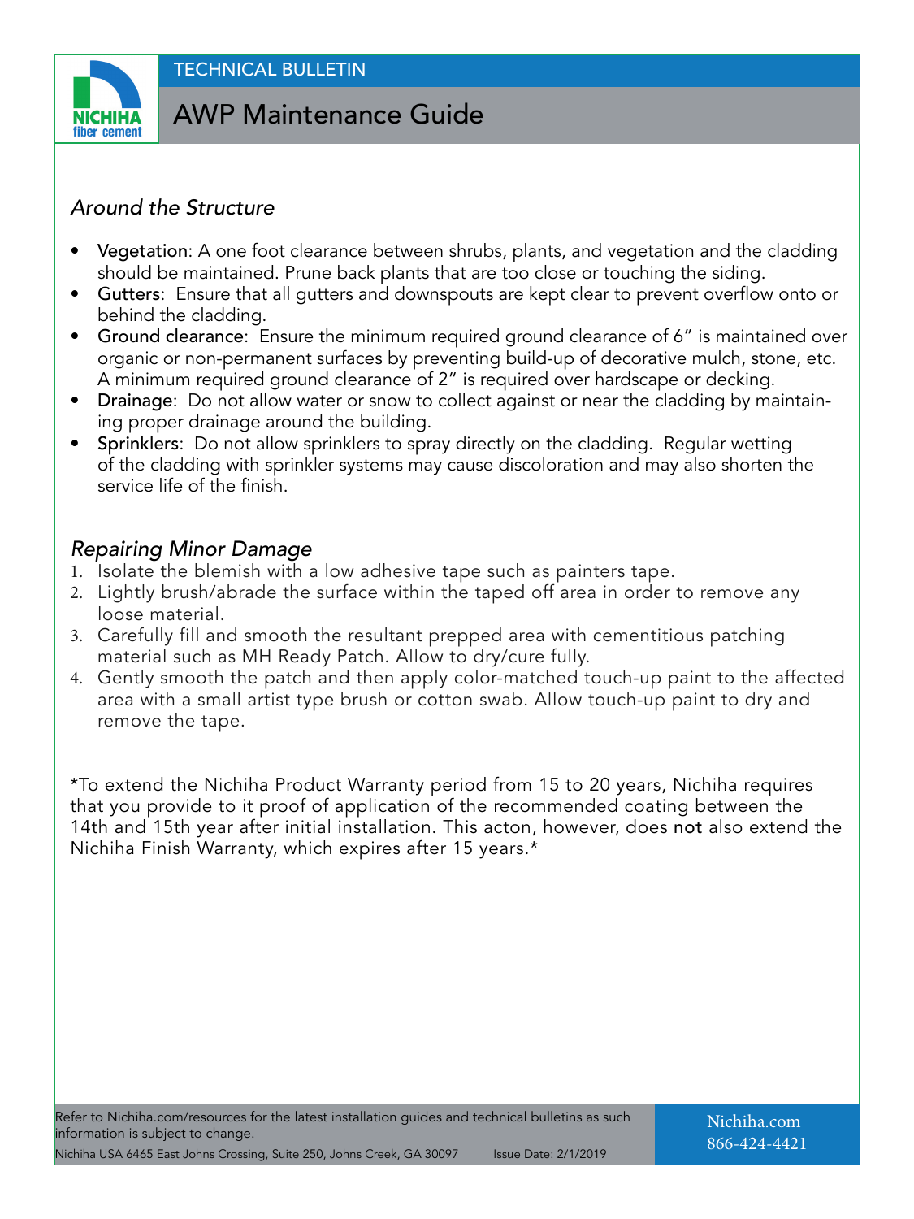TECHNICAL BULLETIN

# AWP Maintenance Guide

## *Around the Structure*

- **Vegetation**: A one foot clearance between shrubs, plants, and vegetation and the cladding should be maintained. Prune back plants that are too close or touching the siding.
- **Gutters**: Ensure that all gutters and downspouts are kept clear to prevent overflow onto or behind the cladding.
- **Ground clearance**: Ensure the minimum required ground clearance of 6" is maintained over organic or non-permanent surfaces by preventing build-up of decorative mulch, stone, etc. A minimum required ground clearance of 2" is required over hardscape or decking.
- **Drainage**: Do not allow water or snow to collect against or near the cladding by maintaining proper drainage around the building.
- **Sprinklers**: Do not allow sprinklers to spray directly on the cladding. Regular wetting of the cladding with sprinkler systems may cause discoloration and may also shorten the service life of the finish.

## *Repairing Minor Damage*

1. Isolate the blemish with a low adhesive tape such as painters tape.
2. Lightly brush/abrade the surface within the taped off area in order to remove any loose material.
3. Carefully fill and smooth the resultant prepped area with cementitious patching material such as MH Ready Patch. Allow to dry/cure fully.
4. Gently smooth the patch and then apply color-matched touch-up paint to the affected area with a small artist type brush or cotton swab. Allow touch-up paint to dry and remove the tape.

*To extend the Nichiha Product Warranty period from 15 to 20 years, Nichiha requires that you provide to it proof of application of the recommended coating between the 14th and 15th year after initial installation. This acton, however, does **not** also extend the Nichiha Finish Warranty, which expires after 15 years.*

Refer to Nichiha.com/resources for the latest installation guides and technical bulletins as such information is subject to change.

Nichiha USA 6465 East Johns Crossing, Suite 250, Johns Creek, GA 30097 Issue Date: 2/1/2019

Nichiha.com
866-424-4421